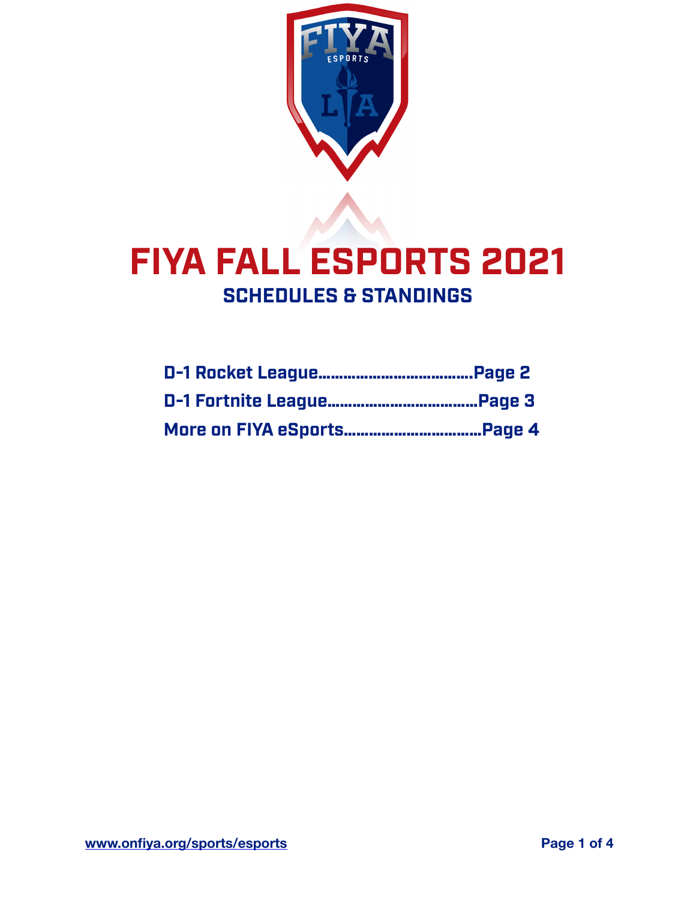# FIYA FALL ESPORTS 2021

## SCHEDULES & STANDINGS

D-1 Rocket League........................................Page 2
D-1 Fortnite League........................................Page 3
More on FIYA eSports....................................Page 4

www.onfiya.org/sports/esports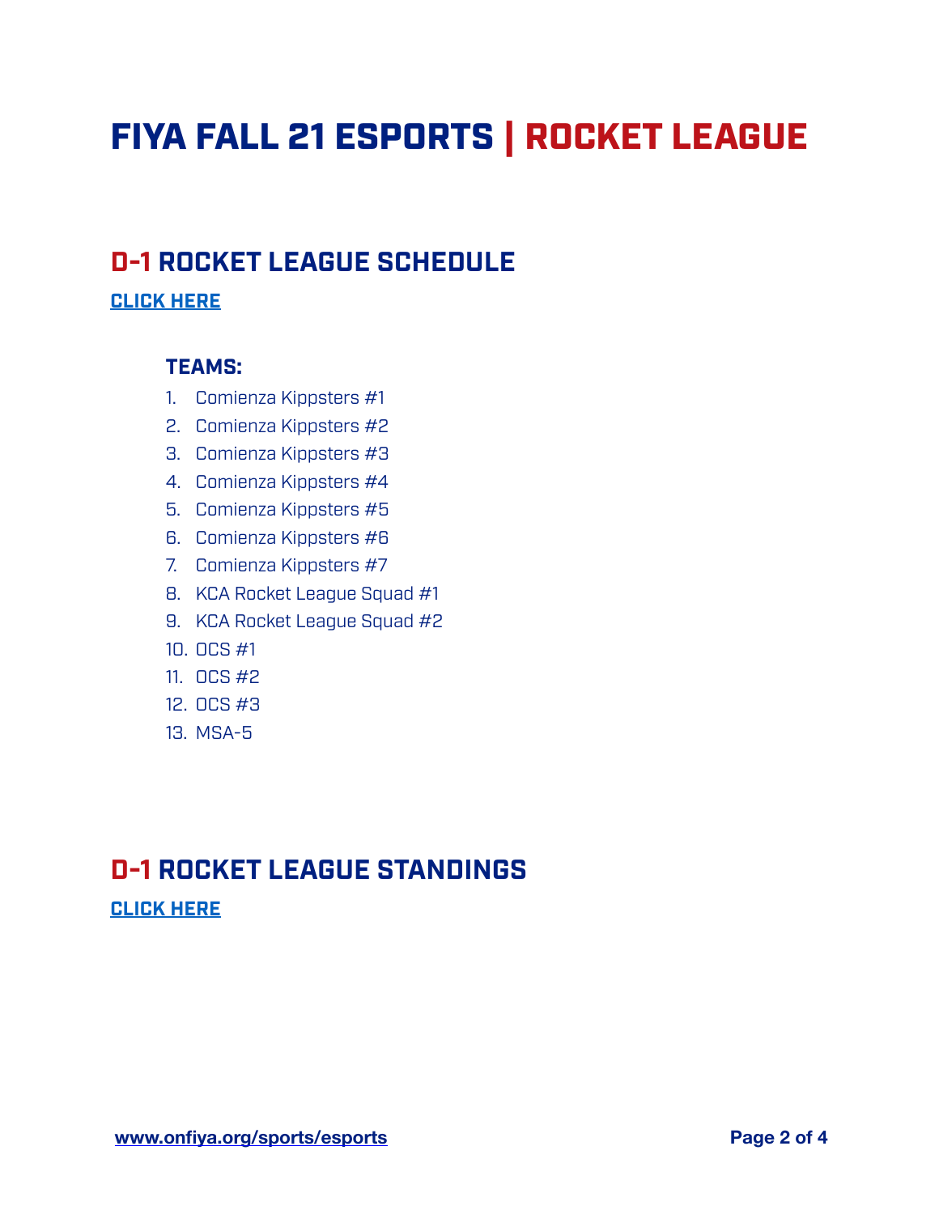# FIYA FALL 21 ESPORTS | ROCKET LEAGUE

## D-1 ROCKET LEAGUE SCHEDULE

**CLICK HERE**

### TEAMS:

1. Comienza Kippsters #1
2. Comienza Kippsters #2
3. Comienza Kippsters #3
4. Comienza Kippsters #4
5. Comienza Kippsters #5
6. Comienza Kippsters #6
7. Comienza Kippsters #7
8. KCA Rocket League Squad #1
9. KCA Rocket League Squad #2
10. OCS #1
11. OCS #2
12. OCS #3
13. MSA-5

## D-1 ROCKET LEAGUE STANDINGS

**CLICK HERE**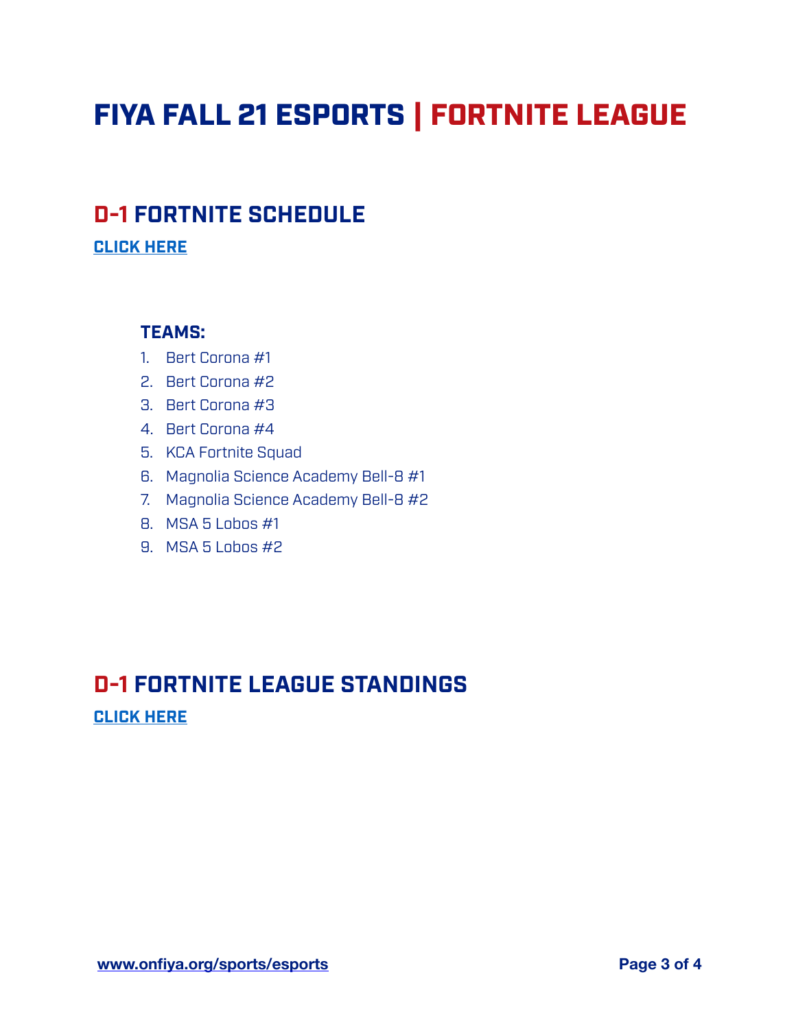# FIYA FALL 21 ESPORTS | FORTNITE LEAGUE

## D-1 FORTNITE SCHEDULE

**CLICK HERE**

**TEAMS:**

1. Bert Corona #1
2. Bert Corona #2
3. Bert Corona #3
4. Bert Corona #4
5. KCA Fortnite Squad
6. Magnolia Science Academy Bell-8 #1
7. Magnolia Science Academy Bell-8 #2
8. MSA 5 Lobos #1
9. MSA 5 Lobos #2

## D-1 FORTNITE LEAGUE STANDINGS

**CLICK HERE**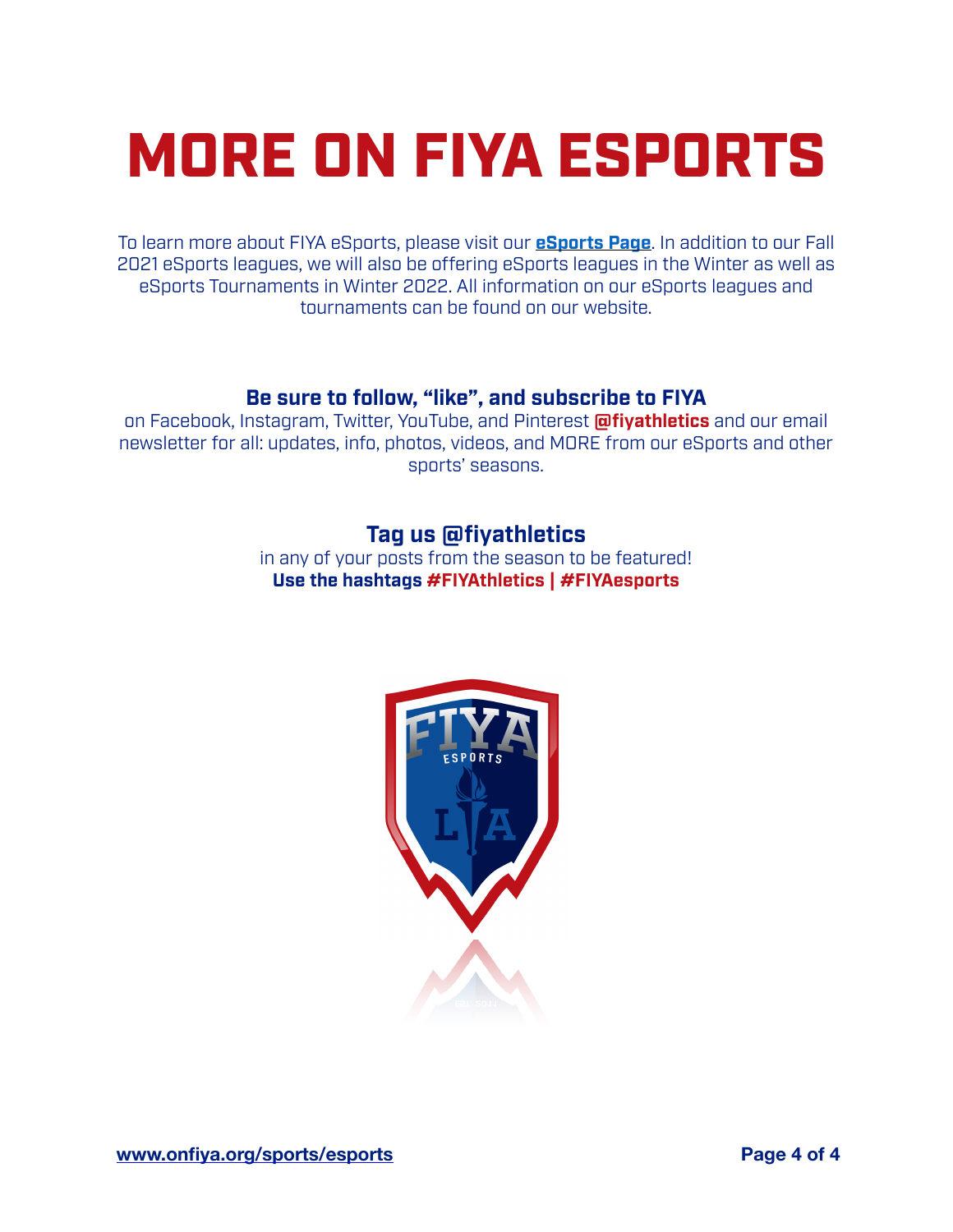# MORE ON FIYA ESPORTS

To learn more about FIYA eSports, please visit our **eSports Page**. In addition to our Fall 2021 eSports leagues, we will also be offering eSports leagues in the Winter as well as eSports Tournaments in Winter 2022. All information on our eSports leagues and tournaments can be found on our website.

**Be sure to follow, "like", and subscribe to FIYA**
on Facebook, Instagram, Twitter, YouTube, and Pinterest **@fiyathletics** and our email newsletter for all: updates, info, photos, videos, and MORE from our eSports and other sports' seasons.

**Tag us @fiyathletics**
in any of your posts from the season to be featured!
**Use the hashtags #FIYAthletics | #FIYAesports**

www.onfiya.org/sports/esports